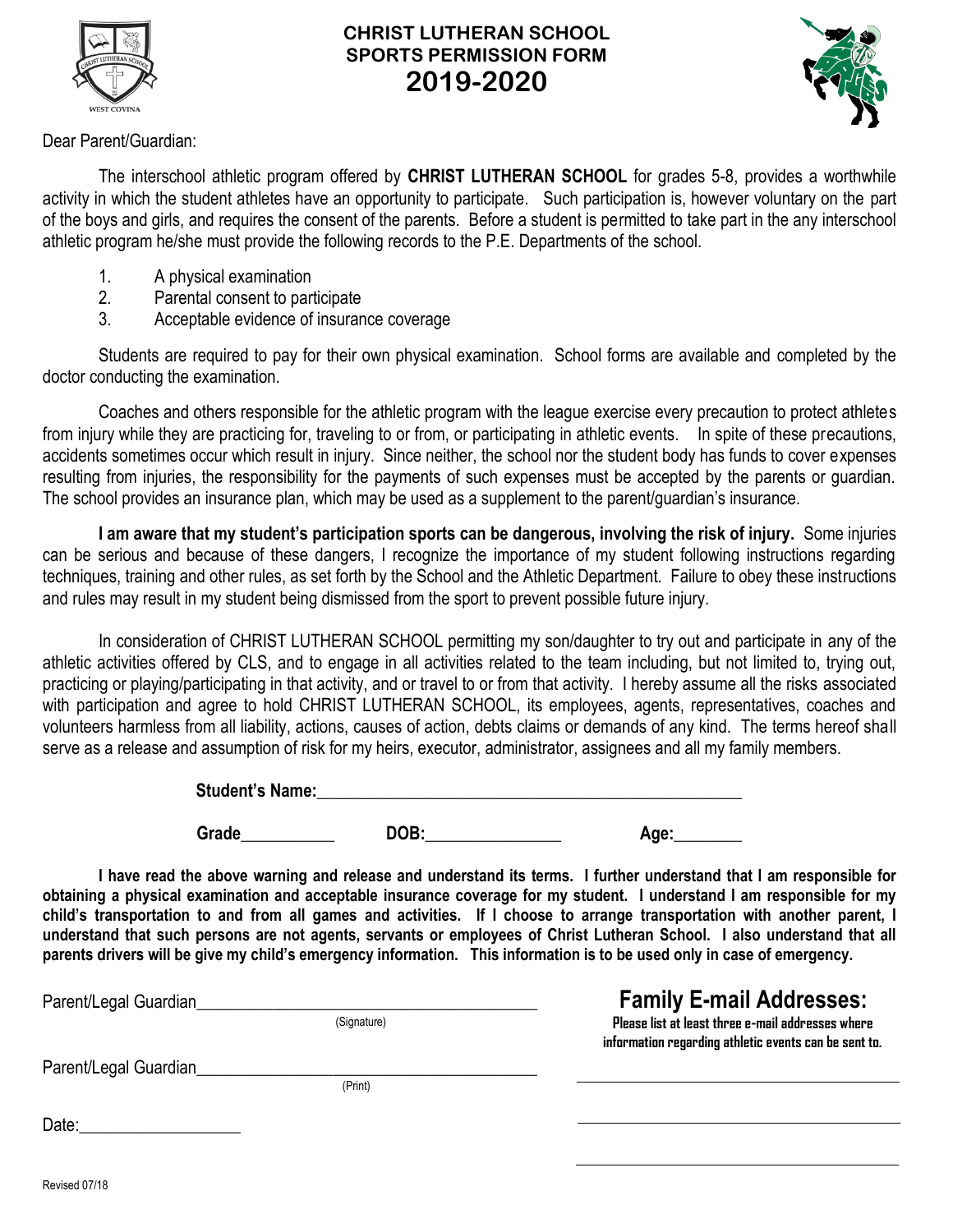# CHRIST LUTHERAN SCHOOL
## SPORTS PERMISSION FORM
## 2019-2020

Dear Parent/Guardian:

The interschool athletic program offered by **CHRIST LUTHERAN SCHOOL** for grades 5-8, provides a worthwhile activity in which the student athletes have an opportunity to participate. Such participation is, however voluntary on the part of the boys and girls, and requires the consent of the parents. Before a student is permitted to take part in the any interschool athletic program he/she must provide the following records to the P.E. Departments of the school.

1. A physical examination
2. Parental consent to participate
3. Acceptable evidence of insurance coverage

Students are required to pay for their own physical examination. School forms are available and completed by the doctor conducting the examination.

Coaches and others responsible for the athletic program with the league exercise every precaution to protect athletes from injury while they are practicing for, traveling to or from, or participating in athletic events. In spite of these precautions, accidents sometimes occur which result in injury. Since neither, the school nor the student body has funds to cover expenses resulting from injuries, the responsibility for the payments of such expenses must be accepted by the parents or guardian. The school provides an insurance plan, which may be used as a supplement to the parent/guardian's insurance.

**I am aware that my student's participation sports can be dangerous, involving the risk of injury.** Some injuries can be serious and because of these dangers, I recognize the importance of my student following instructions regarding techniques, training and other rules, as set forth by the School and the Athletic Department. Failure to obey these instructions and rules may result in my student being dismissed from the sport to prevent possible future injury.

In consideration of CHRIST LUTHERAN SCHOOL permitting my son/daughter to try out and participate in any of the athletic activities offered by CLS, and to engage in all activities related to the team including, but not limited to, trying out, practicing or playing/participating in that activity, and or travel to or from that activity. I hereby assume all the risks associated with participation and agree to hold CHRIST LUTHERAN SCHOOL, its employees, agents, representatives, coaches and volunteers harmless from all liability, actions, causes of action, debts claims or demands of any kind. The terms hereof shall serve as a release and assumption of risk for my heirs, executor, administrator, assignees and all my family members.

**Student's Name:**\_\_\_\_\_\_\_\_\_\_\_\_\_\_\_\_\_\_\_\_\_\_\_\_\_\_\_\_\_\_\_\_\_\_\_\_\_\_\_\_\_\_\_\_\_\_\_\_

**Grade**\_\_\_\_\_\_\_\_\_\_\_ **DOB:**\_\_\_\_\_\_\_\_\_\_\_\_\_\_\_\_ **Age:**\_\_\_\_\_\_\_\_

**I have read the above warning and release and understand its terms. I further understand that I am responsible for obtaining a physical examination and acceptable insurance coverage for my student. I understand I am responsible for my child's transportation to and from all games and activities. If I choose to arrange transportation with another parent, I understand that such persons are not agents, servants or employees of Christ Lutheran School. I also understand that all parents drivers will be give my child's emergency information. This information is to be used only in case of emergency.**

Parent/Legal Guardian\_\_\_\_\_\_\_\_\_\_\_\_\_\_\_\_\_\_\_\_\_\_\_\_\_\_\_\_\_\_\_\_\_\_\_\_\_\_\_\_
(Signature)

Parent/Legal Guardian\_\_\_\_\_\_\_\_\_\_\_\_\_\_\_\_\_\_\_\_\_\_\_\_\_\_\_\_\_\_\_\_\_\_\_\_\_\_\_\_
(Print)

Date:\_\_\_\_\_\_\_\_\_\_\_\_\_\_\_\_\_\_\_

## Family E-mail Addresses:

**Please list at least three e-mail addresses where information regarding athletic events can be sent to.**

\_\_\_\_\_\_\_\_\_\_\_\_\_\_\_\_\_\_\_\_\_\_\_\_\_\_\_\_\_\_\_\_\_\_\_\_\_\_\_\_

\_\_\_\_\_\_\_\_\_\_\_\_\_\_\_\_\_\_\_\_\_\_\_\_\_\_\_\_\_\_\_\_\_\_\_\_\_\_\_\_

\_\_\_\_\_\_\_\_\_\_\_\_\_\_\_\_\_\_\_\_\_\_\_\_\_\_\_\_\_\_\_\_\_\_\_\_\_\_\_\_

Revised 07/18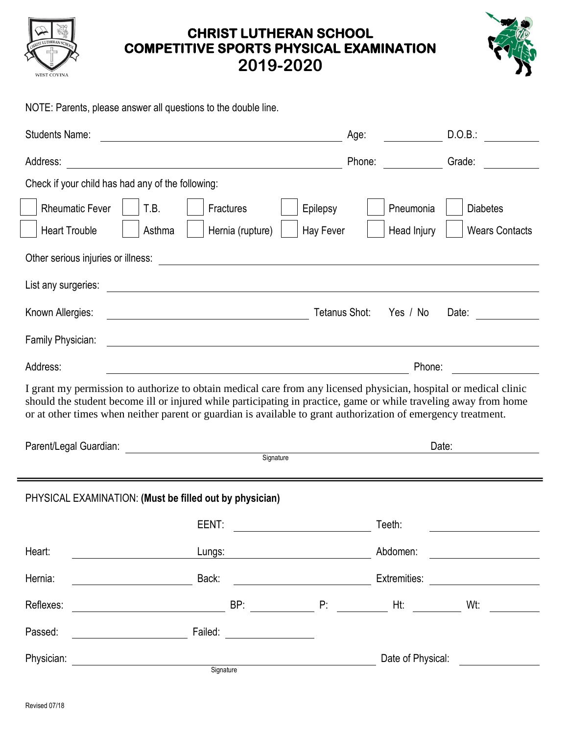# CHRIST LUTHERAN SCHOOL
# COMPETITIVE SPORTS PHYSICAL EXAMINATION
# 2019-2020

NOTE: Parents, please answer all questions to the double line.

Students Name: ______________________ Age: ________ D.O.B.: ________

Address: ______________________ Phone: ________ Grade: ________

Check if your child has had any of the following:

- [ ] Rheumatic Fever
- [ ] T.B.
- [ ] Fractures
- [ ] Epilepsy
- [ ] Pneumonia
- [ ] Diabetes
- [ ] Heart Trouble
- [ ] Asthma
- [ ] Hernia (rupture)
- [ ] Hay Fever
- [ ] Head Injury
- [ ] Wears Contacts

Other serious injuries or illness: ______________________

List any surgeries: ______________________

Known Allergies: ______________________ Tetanus Shot: Yes / No Date: ________

Family Physician: ______________________

Address: ______________________ Phone: ________

I grant my permission to authorize to obtain medical care from any licensed physician, hospital or medical clinic should the student become ill or injured while participating in practice, game or while traveling away from home or at other times when neither parent or guardian is available to grant authorization of emergency treatment.

Parent/Legal Guardian: ______________________ Date: ________
Signature

---

PHYSICAL EXAMINATION: **(Must be filled out by physician)**

EENT: ________ Teeth: ________

Heart: ________ Lungs: ________ Abdomen: ________

Hernia: ________ Back: ________ Extremities: ________

Reflexes: ________ BP: ________ P: ________ Ht: ________ Wt: ________

Passed: ________ Failed: ________

Physician: ______________________ Date of Physical: ________
Signature

Revised 07/18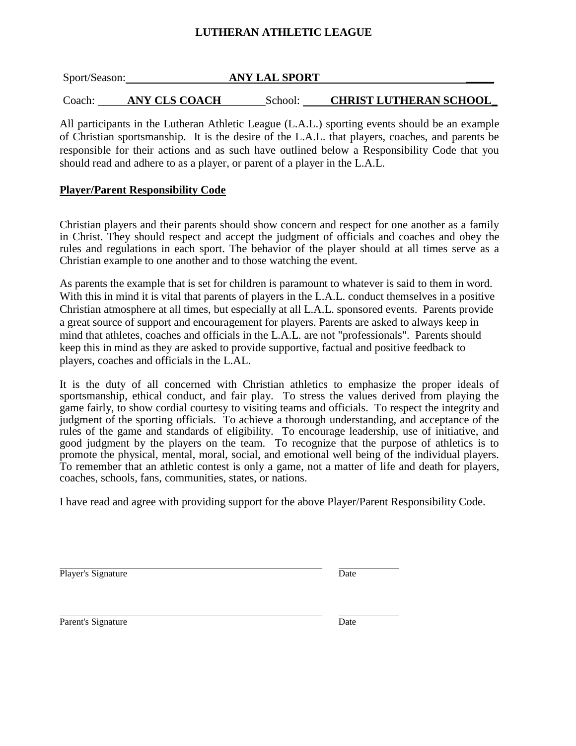# LUTHERAN ATHLETIC LEAGUE

Sport/Season: **ANY LAL SPORT** _____

Coach: **ANY CLS COACH** School: **CHRIST LUTHERAN SCHOOL_**

All participants in the Lutheran Athletic League (L.A.L.) sporting events should be an example of Christian sportsmanship. It is the desire of the L.A.L. that players, coaches, and parents be responsible for their actions and as such have outlined below a Responsibility Code that you should read and adhere to as a player, or parent of a player in the L.A.L.

## Player/Parent Responsibility Code

Christian players and their parents should show concern and respect for one another as a family in Christ. They should respect and accept the judgment of officials and coaches and obey the rules and regulations in each sport. The behavior of the player should at all times serve as a Christian example to one another and to those watching the event.

As parents the example that is set for children is paramount to whatever is said to them in word. With this in mind it is vital that parents of players in the L.A.L. conduct themselves in a positive Christian atmosphere at all times, but especially at all L.A.L. sponsored events. Parents provide a great source of support and encouragement for players. Parents are asked to always keep in mind that athletes, coaches and officials in the L.A.L. are not "professionals". Parents should keep this in mind as they are asked to provide supportive, factual and positive feedback to players, coaches and officials in the L.AL.

It is the duty of all concerned with Christian athletics to emphasize the proper ideals of sportsmanship, ethical conduct, and fair play. To stress the values derived from playing the game fairly, to show cordial courtesy to visiting teams and officials. To respect the integrity and judgment of the sporting officials. To achieve a thorough understanding, and acceptance of the rules of the game and standards of eligibility. To encourage leadership, use of initiative, and good judgment by the players on the team. To recognize that the purpose of athletics is to promote the physical, mental, moral, social, and emotional well being of the individual players. To remember that an athletic contest is only a game, not a matter of life and death for players, coaches, schools, fans, communities, states, or nations.

I have read and agree with providing support for the above Player/Parent Responsibility Code.

______________________________________________ ____________
Player's Signature Date

______________________________________________ ____________
Parent's Signature Date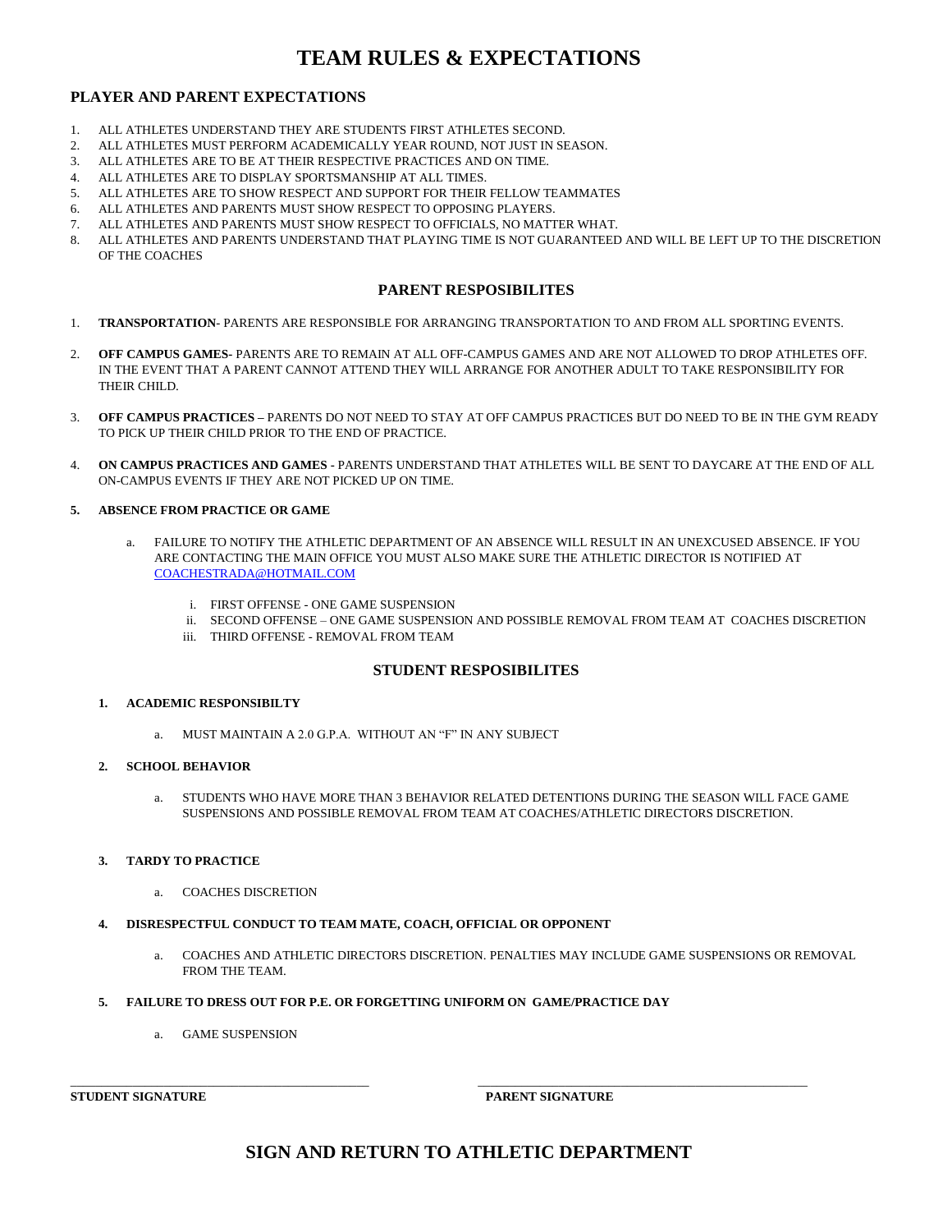# TEAM RULES & EXPECTATIONS

## PLAYER AND PARENT EXPECTATIONS

1. ALL ATHLETES UNDERSTAND THEY ARE STUDENTS FIRST ATHLETES SECOND.
2. ALL ATHLETES MUST PERFORM ACADEMICALLY YEAR ROUND, NOT JUST IN SEASON.
3. ALL ATHLETES ARE TO BE AT THEIR RESPECTIVE PRACTICES AND ON TIME.
4. ALL ATHLETES ARE TO DISPLAY SPORTSMANSHIP AT ALL TIMES.
5. ALL ATHLETES ARE TO SHOW RESPECT AND SUPPORT FOR THEIR FELLOW TEAMMATES
6. ALL ATHLETES AND PARENTS MUST SHOW RESPECT TO OPPOSING PLAYERS.
7. ALL ATHLETES AND PARENTS MUST SHOW RESPECT TO OFFICIALS, NO MATTER WHAT.
8. ALL ATHLETES AND PARENTS UNDERSTAND THAT PLAYING TIME IS NOT GUARANTEED AND WILL BE LEFT UP TO THE DISCRETION OF THE COACHES

## PARENT RESPOSIBILITES

1. **TRANSPORTATION**- PARENTS ARE RESPONSIBLE FOR ARRANGING TRANSPORTATION TO AND FROM ALL SPORTING EVENTS.

2. **OFF CAMPUS GAMES-** PARENTS ARE TO REMAIN AT ALL OFF-CAMPUS GAMES AND ARE NOT ALLOWED TO DROP ATHLETES OFF. IN THE EVENT THAT A PARENT CANNOT ATTEND THEY WILL ARRANGE FOR ANOTHER ADULT TO TAKE RESPONSIBILITY FOR THEIR CHILD.

3. **OFF CAMPUS PRACTICES –** PARENTS DO NOT NEED TO STAY AT OFF CAMPUS PRACTICES BUT DO NEED TO BE IN THE GYM READY TO PICK UP THEIR CHILD PRIOR TO THE END OF PRACTICE.

4. **ON CAMPUS PRACTICES AND GAMES -** PARENTS UNDERSTAND THAT ATHLETES WILL BE SENT TO DAYCARE AT THE END OF ALL ON-CAMPUS EVENTS IF THEY ARE NOT PICKED UP ON TIME.

5. **ABSENCE FROM PRACTICE OR GAME**

   a. FAILURE TO NOTIFY THE ATHLETIC DEPARTMENT OF AN ABSENCE WILL RESULT IN AN UNEXCUSED ABSENCE. IF YOU ARE CONTACTING THE MAIN OFFICE YOU MUST ALSO MAKE SURE THE ATHLETIC DIRECTOR IS NOTIFIED AT COACHESTRADA@HOTMAIL.COM

      i. FIRST OFFENSE - ONE GAME SUSPENSION
      ii. SECOND OFFENSE – ONE GAME SUSPENSION AND POSSIBLE REMOVAL FROM TEAM AT COACHES DISCRETION
      iii. THIRD OFFENSE - REMOVAL FROM TEAM

## STUDENT RESPOSIBILITES

1. **ACADEMIC RESPONSIBILTY**

   a. MUST MAINTAIN A 2.0 G.P.A. WITHOUT AN "F" IN ANY SUBJECT

2. **SCHOOL BEHAVIOR**

   a. STUDENTS WHO HAVE MORE THAN 3 BEHAVIOR RELATED DETENTIONS DURING THE SEASON WILL FACE GAME SUSPENSIONS AND POSSIBLE REMOVAL FROM TEAM AT COACHES/ATHLETIC DIRECTORS DISCRETION.

3. **TARDY TO PRACTICE**

   a. COACHES DISCRETION

4. **DISRESPECTFUL CONDUCT TO TEAM MATE, COACH, OFFICIAL OR OPPONENT**

   a. COACHES AND ATHLETIC DIRECTORS DISCRETION. PENALTIES MAY INCLUDE GAME SUSPENSIONS OR REMOVAL FROM THE TEAM.

5. **FAILURE TO DRESS OUT FOR P.E. OR FORGETTING UNIFORM ON GAME/PRACTICE DAY**

   a. GAME SUSPENSION

_______________________________________ &nbsp;&nbsp;&nbsp;&nbsp; _______________________________________

**STUDENT SIGNATURE** &nbsp;&nbsp;&nbsp;&nbsp; **PARENT SIGNATURE**

## SIGN AND RETURN TO ATHLETIC DEPARTMENT